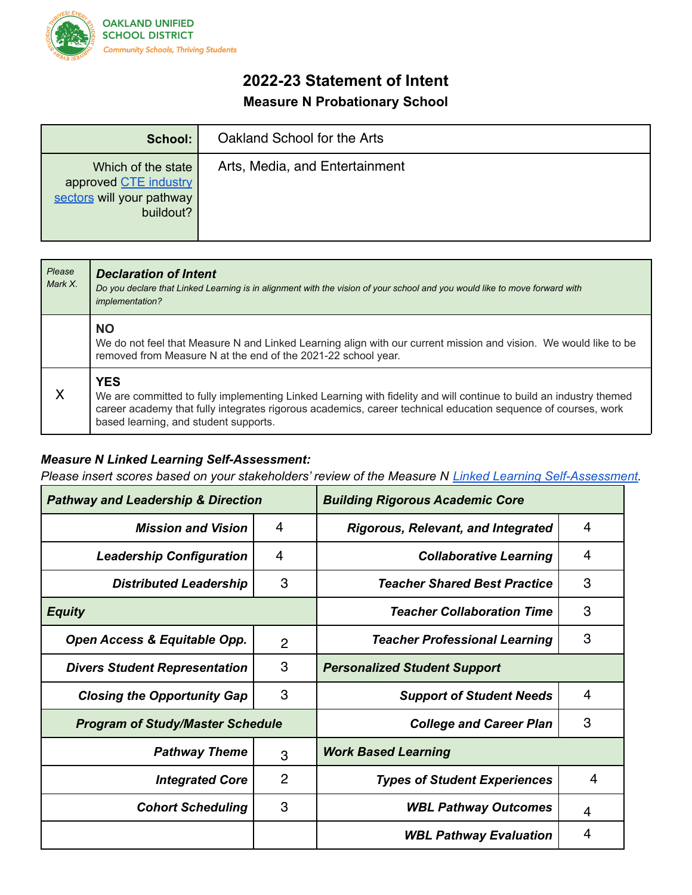OAKLAND UNIFIED SCHOOL DISTRICT
*Community Schools, Thriving Students*

# 2022-23 Statement of Intent

## Measure N Probationary School

| | |
|---|---|
| **School:** | Oakland School for the Arts |
| Which of the state approved CTE industry sectors will your pathway buildout? | Arts, Media, and Entertainment |

| *Please Mark X.* | ***Declaration of Intent*** *Do you declare that Linked Learning is in alignment with the vision of your school and you would like to move forward with implementation?* |
|---|---|
| | **NO** We do not feel that Measure N and Linked Learning align with our current mission and vision. We would like to be removed from Measure N at the end of the 2021-22 school year. |
| X | **YES** We are committed to fully implementing Linked Learning with fidelity and will continue to build an industry themed career academy that fully integrates rigorous academics, career technical education sequence of courses, work based learning, and student supports. |

***Measure N Linked Learning Self-Assessment:***
*Please insert scores based on your stakeholders' review of the Measure N Linked Learning Self-Assessment.*

| ***Pathway and Leadership & Direction*** | | ***Building Rigorous Academic Core*** | |
|---|---|---|---|
| ***Mission and Vision*** | 4 | ***Rigorous, Relevant, and Integrated*** | 4 |
| ***Leadership Configuration*** | 4 | ***Collaborative Learning*** | 4 |
| ***Distributed Leadership*** | 3 | ***Teacher Shared Best Practice*** | 3 |
| ***Equity*** | | ***Teacher Collaboration Time*** | 3 |
| ***Open Access & Equitable Opp.*** | 2 | ***Teacher Professional Learning*** | 3 |
| ***Divers Student Representation*** | 3 | ***Personalized Student Support*** | |
| ***Closing the Opportunity Gap*** | 3 | ***Support of Student Needs*** | 4 |
| ***Program of Study/Master Schedule*** | | ***College and Career Plan*** | 3 |
| ***Pathway Theme*** | 3 | ***Work Based Learning*** | |
| ***Integrated Core*** | 2 | ***Types of Student Experiences*** | 4 |
| ***Cohort Scheduling*** | 3 | ***WBL Pathway Outcomes*** | 4 |
| | | ***WBL Pathway Evaluation*** | 4 |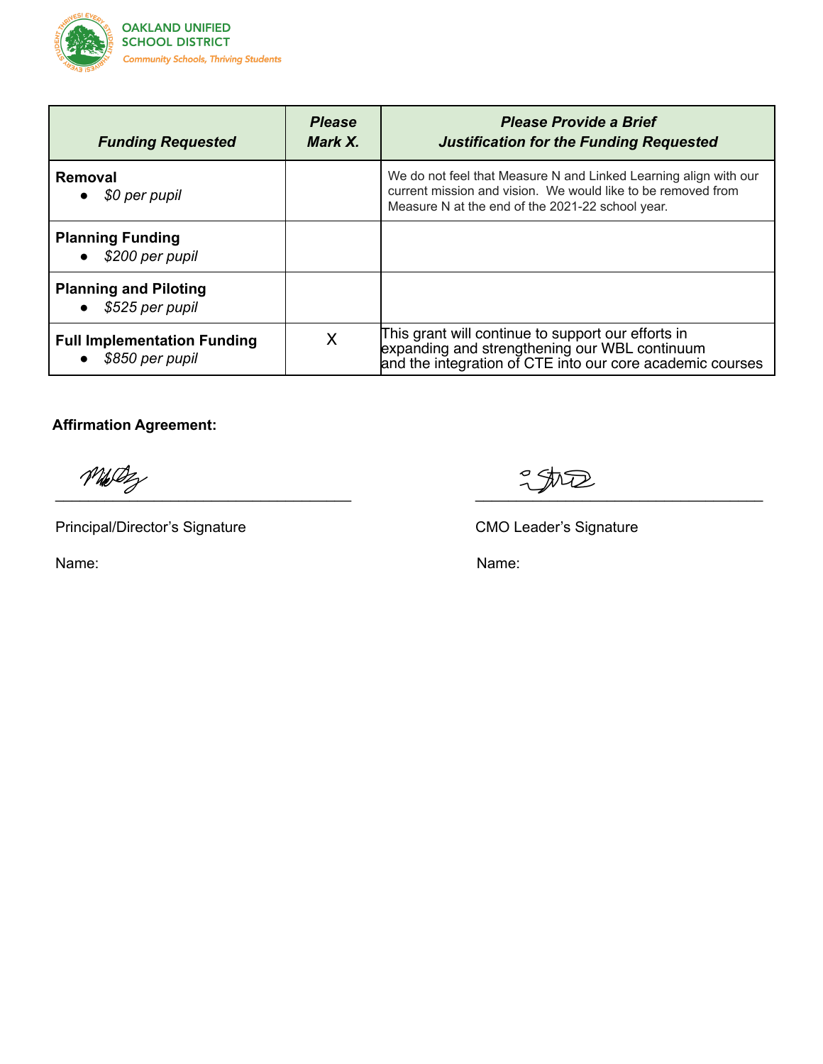| *Funding Requested* | *Please Mark X.* | *Please Provide a Brief Justification for the Funding Requested* |
|---|---|---|
| **Removal**<br>• *$0 per pupil* | | We do not feel that Measure N and Linked Learning align with our current mission and vision. We would like to be removed from Measure N at the end of the 2021-22 school year. |
| **Planning Funding**<br>• *$200 per pupil* | | |
| **Planning and Piloting**<br>• *$525 per pupil* | | |
| **Full Implementation Funding**<br>• *$850 per pupil* | X | This grant will continue to support our efforts in expanding and strengthening our WBL continuum and the integration of CTE into our core academic courses |

**Affirmation Agreement:**

\_\_\_\_\_\_\_\_\_\_\_\_\_\_\_\_\_\_\_\_\_\_\_\_\_\_\_\_\_\_\_\_\_\_

Principal/Director's Signature

Name:

\_\_\_\_\_\_\_\_\_\_\_\_\_\_\_\_\_\_\_\_\_\_\_\_\_\_\_\_\_\_\_\_\_\_

CMO Leader's Signature

Name: